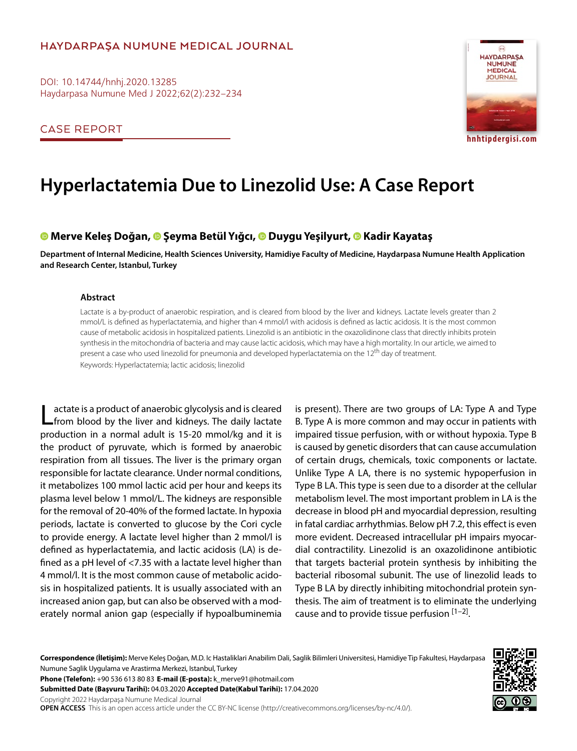HAYDARPAŞA NUMUNE MEDICAL JOURNAL

DOI: 10.14744/hnhj.2020.13285

CASE REPORT

# Hyperlactatemia Due to Linezolid Use: A Case Report

**Merve Keleş Doğan, Şeyma Betül Yığcı, Duygu Yeşilyurt, Kadir Kayataş**

**Department of Internal Medicine, Health Sciences University, Hamidiye Faculty of Medicine, Haydarpasa Numune Health Application and Research Center, Istanbul, Turkey**

### Abstract

Lactate is a by-product of anaerobic respiration, and is cleared from blood by the liver and kidneys. Lactate levels greater than 2 mmol/L is defined as hyperlactatemia, and higher than 4 mmol/l with acidosis is defined as lactic acidosis. It is the most common cause of metabolic acidosis in hospitalized patients. Linezolid is an antibiotic in the oxazolidinone class that directly inhibits protein synthesis in the mitochondria of bacteria and may cause lactic acidosis, which may have a high mortality. In our article, we aimed to present a case who used linezolid for pneumonia and developed hyperlactatemia on the 12$^{th}$ day of treatment.

Keywords: Hyperlactatemia; lactic acidosis; linezolid

Lactate is a product of anaerobic glycolysis and is cleared from blood by the liver and kidneys. The daily lactate production in a normal adult is 15-20 mmol/kg and it is the product of pyruvate, which is formed by anaerobic respiration from all tissues. The liver is the primary organ responsible for lactate clearance. Under normal conditions, it metabolizes 100 mmol lactic acid per hour and keeps its plasma level below 1 mmol/L. The kidneys are responsible for the removal of 20-40% of the formed lactate. In hypoxia periods, lactate is converted to glucose by the Cori cycle to provide energy. A lactate level higher than 2 mmol/l is defined as hyperlactatemia, and lactic acidosis (LA) is defined as a pH level of <7.35 with a lactate level higher than 4 mmol/l. It is the most common cause of metabolic acidosis in hospitalized patients. It is usually associated with an increased anion gap, but can also be observed with a moderately normal anion gap (especially if hypoalbuminemia is present). There are two groups of LA: Type A and Type B. Type A is more common and may occur in patients with impaired tissue perfusion, with or without hypoxia. Type B is caused by genetic disorders that can cause accumulation of certain drugs, chemicals, toxic components or lactate. Unlike Type A LA, there is no systemic hypoperfusion in Type B LA. This type is seen due to a disorder at the cellular metabolism level. The most important problem in LA is the decrease in blood pH and myocardial depression, resulting in fatal cardiac arrhythmias. Below pH 7.2, this effect is even more evident. Decreased intracellular pH impairs myocardial contractility. Linezolid is an oxazolidinone antibiotic that targets bacterial protein synthesis by inhibiting the bacterial ribosomal subunit. The use of linezolid leads to Type B LA by directly inhibiting mitochondrial protein synthesis. The aim of treatment is to eliminate the underlying cause and to provide tissue perfusion [1–2].

**Correspondence (İletişim):** Merve Keleş Doğan, M.D. Ic Hastaliklari Anabilim Dali, Saglik Bilimleri Universitesi, Hamidiye Tip Fakultesi, Haydarpasa Numune Saglik Uygulama ve Arastirma Merkezi, Istanbul, Turkey

**Phone (Telefon):** +90 536 613 80 83 **E-mail (E-posta):** k_merve91@hotmail.com

**Submitted Date (Başvuru Tarihi):** 04.03.2020 **Accepted Date(Kabul Tarihi):** 17.04.2020

Copyright 2022 Haydarpaşa Numune Medical Journal

**OPEN ACCESS** This is an open access article under the CC BY-NC license (http://creativecommons.org/licenses/by-nc/4.0/).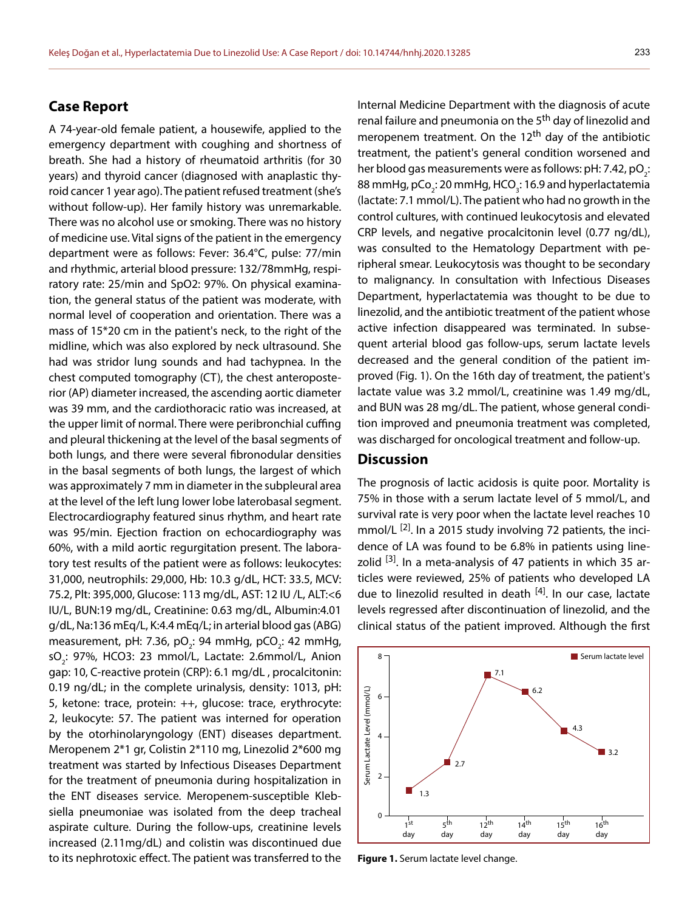## Case Report

A 74-year-old female patient, a housewife, applied to the emergency department with coughing and shortness of breath. She had a history of rheumatoid arthritis (for 30 years) and thyroid cancer (diagnosed with anaplastic thyroid cancer 1 year ago). The patient refused treatment (she's without follow-up). Her family history was unremarkable. There was no alcohol use or smoking. There was no history of medicine use. Vital signs of the patient in the emergency department were as follows: Fever: 36.4°C, pulse: 77/min and rhythmic, arterial blood pressure: 132/78mmHg, respiratory rate: 25/min and SpO2: 97%. On physical examination, the general status of the patient was moderate, with normal level of cooperation and orientation. There was a mass of 15*20 cm in the patient's neck, to the right of the midline, which was also explored by neck ultrasound. She had was stridor lung sounds and had tachypnea. In the chest computed tomography (CT), the chest anteroposterior (AP) diameter increased, the ascending aortic diameter was 39 mm, and the cardiothoracic ratio was increased, at the upper limit of normal. There were peribronchial cuffing and pleural thickening at the level of the basal segments of both lungs, and there were several fibronodular densities in the basal segments of both lungs, the largest of which was approximately 7 mm in diameter in the subpleural area at the level of the left lung lower lobe laterobasal segment. Electrocardiography featured sinus rhythm, and heart rate was 95/min. Ejection fraction on echocardiography was 60%, with a mild aortic regurgitation present. The laboratory test results of the patient were as follows: leukocytes: 31,000, neutrophils: 29,000, Hb: 10.3 g/dL, HCT: 33.5, MCV: 75.2, Plt: 395,000, Glucose: 113 mg/dL, AST: 12 IU /L, ALT:<6 IU/L, BUN:19 mg/dL, Creatinine: 0.63 mg/dL, Albumin:4.01 g/dL, Na:136 mEq/L, K:4.4 mEq/L; in arterial blood gas (ABG) measurement, pH: 7.36, $pO_2$: 94 mmHg, $pCO_2$: 42 mmHg, $sO_2$: 97%, HCO3: 23 mmol/L, Lactate: 2.6mmol/L, Anion gap: 10, C-reactive protein (CRP): 6.1 mg/dL , procalcitonin: 0.19 ng/dL; in the complete urinalysis, density: 1013, pH: 5, ketone: trace, protein: ++, glucose: trace, erythrocyte: 2, leukocyte: 57. The patient was interned for operation by the otorhinolaryngology (ENT) diseases department. Meropenem 2*1 gr, Colistin 2*110 mg, Linezolid 2*600 mg treatment was started by Infectious Diseases Department for the treatment of pneumonia during hospitalization in the ENT diseases service. Meropenem-susceptible Klebsiella pneumoniae was isolated from the deep tracheal aspirate culture. During the follow-ups, creatinine levels increased (2.11mg/dL) and colistin was discontinued due to its nephrotoxic effect. The patient was transferred to the Internal Medicine Department with the diagnosis of acute renal failure and pneumonia on the 5th day of linezolid and meropenem treatment. On the 12th day of the antibiotic treatment, the patient's general condition worsened and her blood gas measurements were as follows: pH: 7.42, $pO_2$: 88 mmHg, $pCo_2$: 20 mmHg, $HCO_3$: 16.9 and hyperlactatemia (lactate: 7.1 mmol/L). The patient who had no growth in the control cultures, with continued leukocytosis and elevated CRP levels, and negative procalcitonin level (0.77 ng/dL), was consulted to the Hematology Department with peripheral smear. Leukocytosis was thought to be secondary to malignancy. In consultation with Infectious Diseases Department, hyperlactatemia was thought to be due to linezolid, and the antibiotic treatment of the patient whose active infection disappeared was terminated. In subsequent arterial blood gas follow-ups, serum lactate levels decreased and the general condition of the patient improved (Fig. 1). On the 16th day of treatment, the patient's lactate value was 3.2 mmol/L, creatinine was 1.49 mg/dL, and BUN was 28 mg/dL. The patient, whose general condition improved and pneumonia treatment was completed, was discharged for oncological treatment and follow-up.

## Discussion

The prognosis of lactic acidosis is quite poor. Mortality is 75% in those with a serum lactate level of 5 mmol/L, and survival rate is very poor when the lactate level reaches 10 mmol/L [2]. In a 2015 study involving 72 patients, the incidence of LA was found to be 6.8% in patients using linezolid [3]. In a meta-analysis of 47 patients in which 35 articles were reviewed, 25% of patients who developed LA due to linezolid resulted in death [4]. In our case, lactate levels regressed after discontinuation of linezolid, and the clinical status of the patient improved. Although the first

| Day | Serum lactate level (mmol/L) |
|---|---|
| 1st day | 1.3 |
| 5th day | 2.7 |
| 12th day | 7.1 |
| 14th day | 6.2 |
| 15th day | 4.3 |
| 16th day | 3.2 |

**Figure 1.** Serum lactate level change.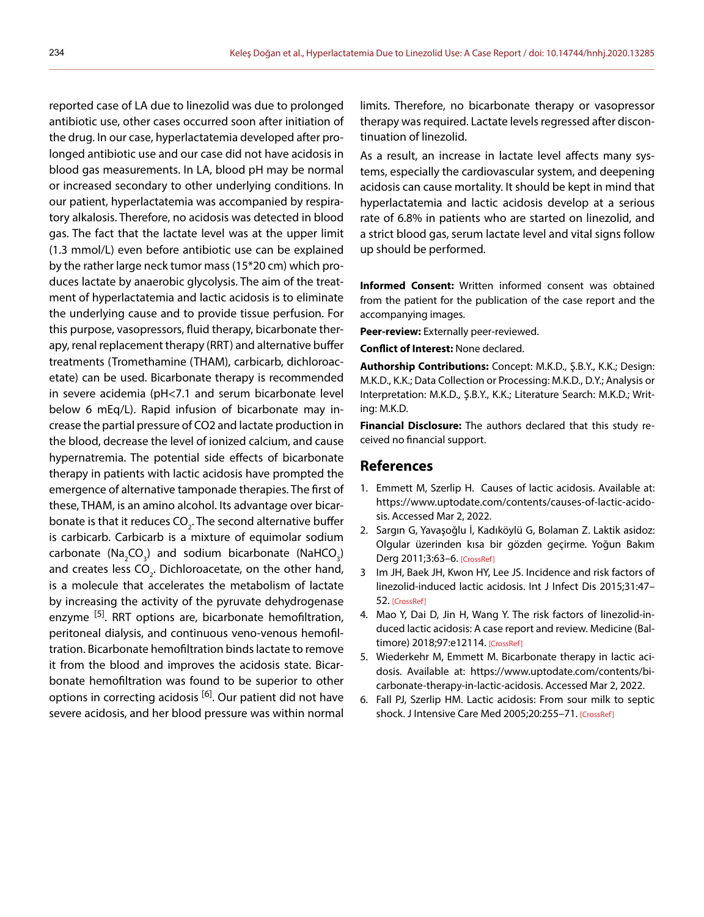reported case of LA due to linezolid was due to prolonged antibiotic use, other cases occurred soon after initiation of the drug. In our case, hyperlactatemia developed after prolonged antibiotic use and our case did not have acidosis in blood gas measurements. In LA, blood pH may be normal or increased secondary to other underlying conditions. In our patient, hyperlactatemia was accompanied by respiratory alkalosis. Therefore, no acidosis was detected in blood gas. The fact that the lactate level was at the upper limit (1.3 mmol/L) even before antibiotic use can be explained by the rather large neck tumor mass (15*20 cm) which produces lactate by anaerobic glycolysis. The aim of the treatment of hyperlactatemia and lactic acidosis is to eliminate the underlying cause and to provide tissue perfusion. For this purpose, vasopressors, fluid therapy, bicarbonate therapy, renal replacement therapy (RRT) and alternative buffer treatments (Tromethamine (THAM), carbicarb, dichloroacetate) can be used. Bicarbonate therapy is recommended in severe acidemia (pH<7.1 and serum bicarbonate level below 6 mEq/L). Rapid infusion of bicarbonate may increase the partial pressure of CO2 and lactate production in the blood, decrease the level of ionized calcium, and cause hypernatremia. The potential side effects of bicarbonate therapy in patients with lactic acidosis have prompted the emergence of alternative tamponade therapies. The first of these, THAM, is an amino alcohol. Its advantage over bicarbonate is that it reduces $CO_2$. The second alternative buffer is carbicarb. Carbicarb is a mixture of equimolar sodium carbonate ($Na_2CO_3$) and sodium bicarbonate ($NaHCO_3$) and creates less $CO_2$. Dichloroacetate, on the other hand, is a molecule that accelerates the metabolism of lactate by increasing the activity of the pyruvate dehydrogenase enzyme [5]. RRT options are, bicarbonate hemofiltration, peritoneal dialysis, and continuous veno-venous hemofiltration. Bicarbonate hemofiltration binds lactate to remove it from the blood and improves the acidosis state. Bicarbonate hemofiltration was found to be superior to other options in correcting acidosis [6]. Our patient did not have severe acidosis, and her blood pressure was within normal limits. Therefore, no bicarbonate therapy or vasopressor therapy was required. Lactate levels regressed after discontinuation of linezolid.

As a result, an increase in lactate level affects many systems, especially the cardiovascular system, and deepening acidosis can cause mortality. It should be kept in mind that hyperlactatemia and lactic acidosis develop at a serious rate of 6.8% in patients who are started on linezolid, and a strict blood gas, serum lactate level and vital signs follow up should be performed.

**Informed Consent:** Written informed consent was obtained from the patient for the publication of the case report and the accompanying images.

**Peer-review:** Externally peer-reviewed.

**Conflict of Interest:** None declared.

**Authorship Contributions:** Concept: M.K.D., Ş.B.Y., K.K.; Design: M.K.D., K.K.; Data Collection or Processing: M.K.D., D.Y.; Analysis or Interpretation: M.K.D., Ş.B.Y., K.K.; Literature Search: M.K.D.; Writing: M.K.D.

**Financial Disclosure:** The authors declared that this study received no financial support.

## References

1. Emmett M, Szerlip H. Causes of lactic acidosis. Available at: https://www.uptodate.com/contents/causes-of-lactic-acidosis. Accessed Mar 2, 2022.
2. Sargın G, Yavaşoğlu İ, Kadıköylü G, Bolaman Z. Laktik asidoz: Olgular üzerinden kısa bir gözden geçirme. Yoğun Bakım Derg 2011;3:63–6. [CrossRef]
3. Im JH, Baek JH, Kwon HY, Lee JS. Incidence and risk factors of linezolid-induced lactic acidosis. Int J Infect Dis 2015;31:47–52. [CrossRef]
4. Mao Y, Dai D, Jin H, Wang Y. The risk factors of linezolid-induced lactic acidosis: A case report and review. Medicine (Baltimore) 2018;97:e12114. [CrossRef]
5. Wiederkehr M, Emmett M. Bicarbonate therapy in lactic acidosis. Available at: https://www.uptodate.com/contents/bicarbonate-therapy-in-lactic-acidosis. Accessed Mar 2, 2022.
6. Fall PJ, Szerlip HM. Lactic acidosis: From sour milk to septic shock. J Intensive Care Med 2005;20:255–71. [CrossRef]